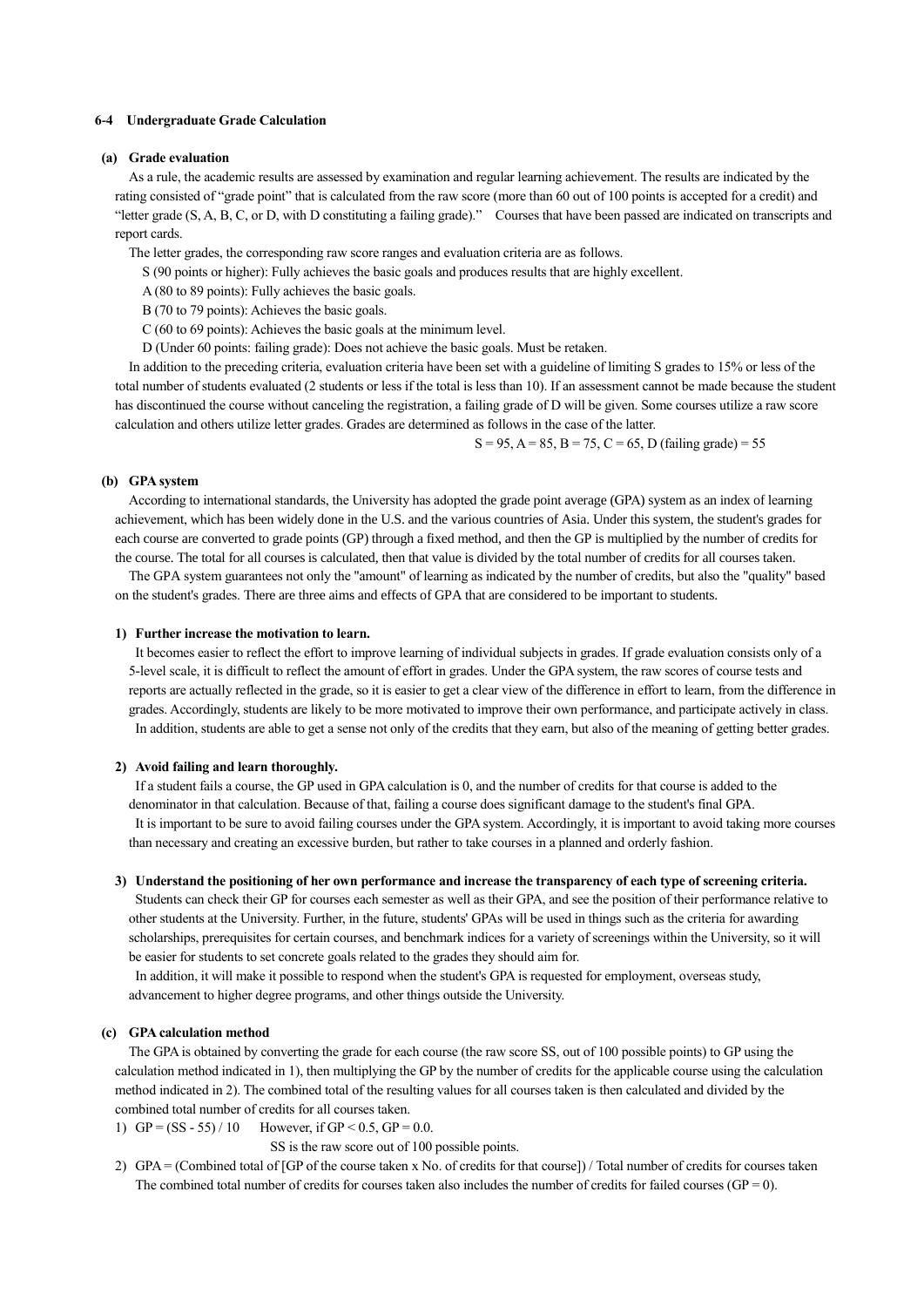### 6-4 Undergraduate Grade Calculation

#### (a) Grade evaluation

As a rule, the academic results are assessed by examination and regular learning achievement. The results are indicated by the rating consisted of "grade point" that is calculated from the raw score (more than 60 out of 100 points is accepted for a credit) and "letter grade (S, A, B, C, or D, with D constituting a failing grade)." Courses that have been passed are indicated on transcripts and report cards.

The letter grades, the corresponding raw score ranges and evaluation criteria are as follows.

S (90 points or higher): Fully achieves the basic goals and produces results that are highly excellent.

A (80 to 89 points): Fully achieves the basic goals.

B (70 to 79 points): Achieves the basic goals.

C (60 to 69 points): Achieves the basic goals at the minimum level.

D (Under 60 points: failing grade): Does not achieve the basic goals. Must be retaken.

In addition to the preceding criteria, evaluation criteria have been set with a guideline of limiting S grades to 15% or less of the total number of students evaluated (2 students or less if the total is less than 10). If an assessment cannot be made because the student has discontinued the course without canceling the registration, a failing grade of D will be given. Some courses utilize a raw score calculation and others utilize letter grades. Grades are determined as follows in the case of the latter.

S = 95, A = 85, B = 75, C = 65, D (failing grade) = 55

#### (b) GPA system

According to international standards, the University has adopted the grade point average (GPA) system as an index of learning achievement, which has been widely done in the U.S. and the various countries of Asia. Under this system, the student's grades for each course are converted to grade points (GP) through a fixed method, and then the GP is multiplied by the number of credits for the course. The total for all courses is calculated, then that value is divided by the total number of credits for all courses taken.

The GPA system guarantees not only the "amount" of learning as indicated by the number of credits, but also the "quality" based on the student's grades. There are three aims and effects of GPA that are considered to be important to students.

**1) Further increase the motivation to learn.**

It becomes easier to reflect the effort to improve learning of individual subjects in grades. If grade evaluation consists only of a 5-level scale, it is difficult to reflect the amount of effort in grades. Under the GPA system, the raw scores of course tests and reports are actually reflected in the grade, so it is easier to get a clear view of the difference in effort to learn, from the difference in grades. Accordingly, students are likely to be more motivated to improve their own performance, and participate actively in class.

In addition, students are able to get a sense not only of the credits that they earn, but also of the meaning of getting better grades.

**2) Avoid failing and learn thoroughly.**

If a student fails a course, the GP used in GPA calculation is 0, and the number of credits for that course is added to the denominator in that calculation. Because of that, failing a course does significant damage to the student's final GPA.

It is important to be sure to avoid failing courses under the GPA system. Accordingly, it is important to avoid taking more courses than necessary and creating an excessive burden, but rather to take courses in a planned and orderly fashion.

**3) Understand the positioning of her own performance and increase the transparency of each type of screening criteria.**

Students can check their GP for courses each semester as well as their GPA, and see the position of their performance relative to other students at the University. Further, in the future, students' GPAs will be used in things such as the criteria for awarding scholarships, prerequisites for certain courses, and benchmark indices for a variety of screenings within the University, so it will be easier for students to set concrete goals related to the grades they should aim for.

In addition, it will make it possible to respond when the student's GPA is requested for employment, overseas study, advancement to higher degree programs, and other things outside the University.

#### (c) GPA calculation method

The GPA is obtained by converting the grade for each course (the raw score SS, out of 100 possible points) to GP using the calculation method indicated in 1), then multiplying the GP by the number of credits for the applicable course using the calculation method indicated in 2). The combined total of the resulting values for all courses taken is then calculated and divided by the combined total number of credits for all courses taken.

1) $GP = (SS - 55) / 10$ However, if $GP < 0.5$, $GP = 0.0$.
   SS is the raw score out of 100 possible points.

2) GPA = (Combined total of [GP of the course taken x No. of credits for that course]) / Total number of credits for courses taken
   The combined total number of credits for courses taken also includes the number of credits for failed courses (GP = 0).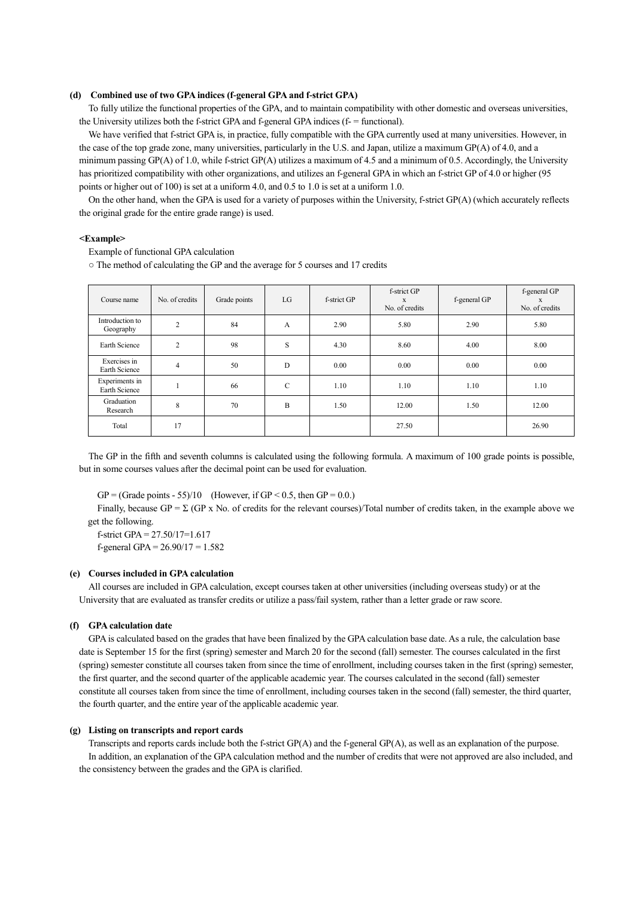**(d) Combined use of two GPA indices (f-general GPA and f-strict GPA)**

To fully utilize the functional properties of the GPA, and to maintain compatibility with other domestic and overseas universities, the University utilizes both the f-strict GPA and f-general GPA indices (f- = functional).

We have verified that f-strict GPA is, in practice, fully compatible with the GPA currently used at many universities. However, in the case of the top grade zone, many universities, particularly in the U.S. and Japan, utilize a maximum GP(A) of 4.0, and a minimum passing GP(A) of 1.0, while f-strict GP(A) utilizes a maximum of 4.5 and a minimum of 0.5. Accordingly, the University has prioritized compatibility with other organizations, and utilizes an f-general GPA in which an f-strict GP of 4.0 or higher (95 points or higher out of 100) is set at a uniform 4.0, and 0.5 to 1.0 is set at a uniform 1.0.

On the other hand, when the GPA is used for a variety of purposes within the University, f-strict GP(A) (which accurately reflects the original grade for the entire grade range) is used.

**<Example>**

Example of functional GPA calculation

○ The method of calculating the GP and the average for 5 courses and 17 credits

| Course name | No. of credits | Grade points | LG | f-strict GP | f-strict GP x No. of credits | f-general GP | f-general GP x No. of credits |
|---|---|---|---|---|---|---|---|
| Introduction to Geography | 2 | 84 | A | 2.90 | 5.80 | 2.90 | 5.80 |
| Earth Science | 2 | 98 | S | 4.30 | 8.60 | 4.00 | 8.00 |
| Exercises in Earth Science | 4 | 50 | D | 0.00 | 0.00 | 0.00 | 0.00 |
| Experiments in Earth Science | 1 | 66 | C | 1.10 | 1.10 | 1.10 | 1.10 |
| Graduation Research | 8 | 70 | B | 1.50 | 12.00 | 1.50 | 12.00 |
| Total | 17 | | | | 27.50 | | 26.90 |

The GP in the fifth and seventh columns is calculated using the following formula. A maximum of 100 grade points is possible, but in some courses values after the decimal point can be used for evaluation.

GP = (Grade points - 55)/10 (However, if GP < 0.5, then GP = 0.0.)

Finally, because GP = Σ (GP x No. of credits for the relevant courses)/Total number of credits taken, in the example above we get the following.

f-strict GPA = 27.50/17=1.617

f-general GPA = 26.90/17 = 1.582

**(e) Courses included in GPA calculation**

All courses are included in GPA calculation, except courses taken at other universities (including overseas study) or at the University that are evaluated as transfer credits or utilize a pass/fail system, rather than a letter grade or raw score.

**(f) GPA calculation date**

GPA is calculated based on the grades that have been finalized by the GPA calculation base date. As a rule, the calculation base date is September 15 for the first (spring) semester and March 20 for the second (fall) semester. The courses calculated in the first (spring) semester constitute all courses taken from since the time of enrollment, including courses taken in the first (spring) semester, the first quarter, and the second quarter of the applicable academic year. The courses calculated in the second (fall) semester constitute all courses taken from since the time of enrollment, including courses taken in the second (fall) semester, the third quarter, the fourth quarter, and the entire year of the applicable academic year.

**(g) Listing on transcripts and report cards**

Transcripts and reports cards include both the f-strict GP(A) and the f-general GP(A), as well as an explanation of the purpose.

In addition, an explanation of the GPA calculation method and the number of credits that were not approved are also included, and the consistency between the grades and the GPA is clarified.